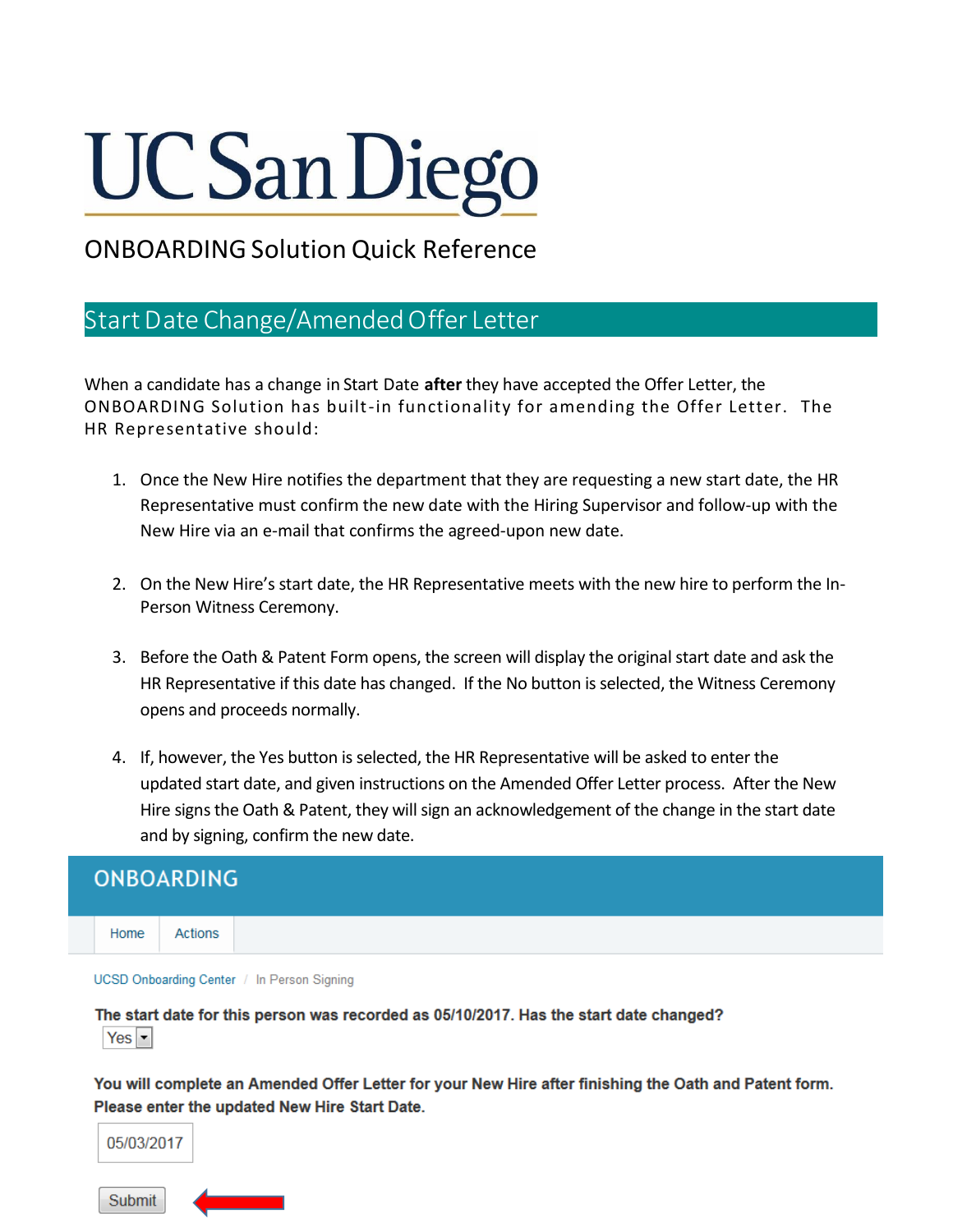# UC San Diego

## ONBOARDING Solution Quick Reference

## Start Date Change/Amended Offer Letter

When a candidate has a change in Start Date **after** they have accepted the Offer Letter, the ONBOARDING Solution has built-in functionality for amending the Offer Letter. The HR Representative should:

1. Once the New Hire notifies the department that they are requesting a new start date, the HR Representative must confirm the new date with the Hiring Supervisor and follow-up with the New Hire via an e-mail that confirms the agreed-upon new date.

2. On the New Hire's start date, the HR Representative meets with the new hire to perform the In-Person Witness Ceremony.

3. Before the Oath & Patent Form opens, the screen will display the original start date and ask the HR Representative if this date has changed. If the No button is selected, the Witness Ceremony opens and proceeds normally.

4. If, however, the Yes button is selected, the HR Representative will be asked to enter the updated start date, and given instructions on the Amended Offer Letter process. After the New Hire signs the Oath & Patent, they will sign an acknowledgement of the change in the start date and by signing, confirm the new date.

**ONBOARDING**

Home | Actions

UCSD Onboarding Center / In Person Signing

**The start date for this person was recorded as 05/10/2017. Has the start date changed?**

Yes

**You will complete an Amended Offer Letter for your New Hire after finishing the Oath and Patent form. Please enter the updated New Hire Start Date.**

05/03/2017

Submit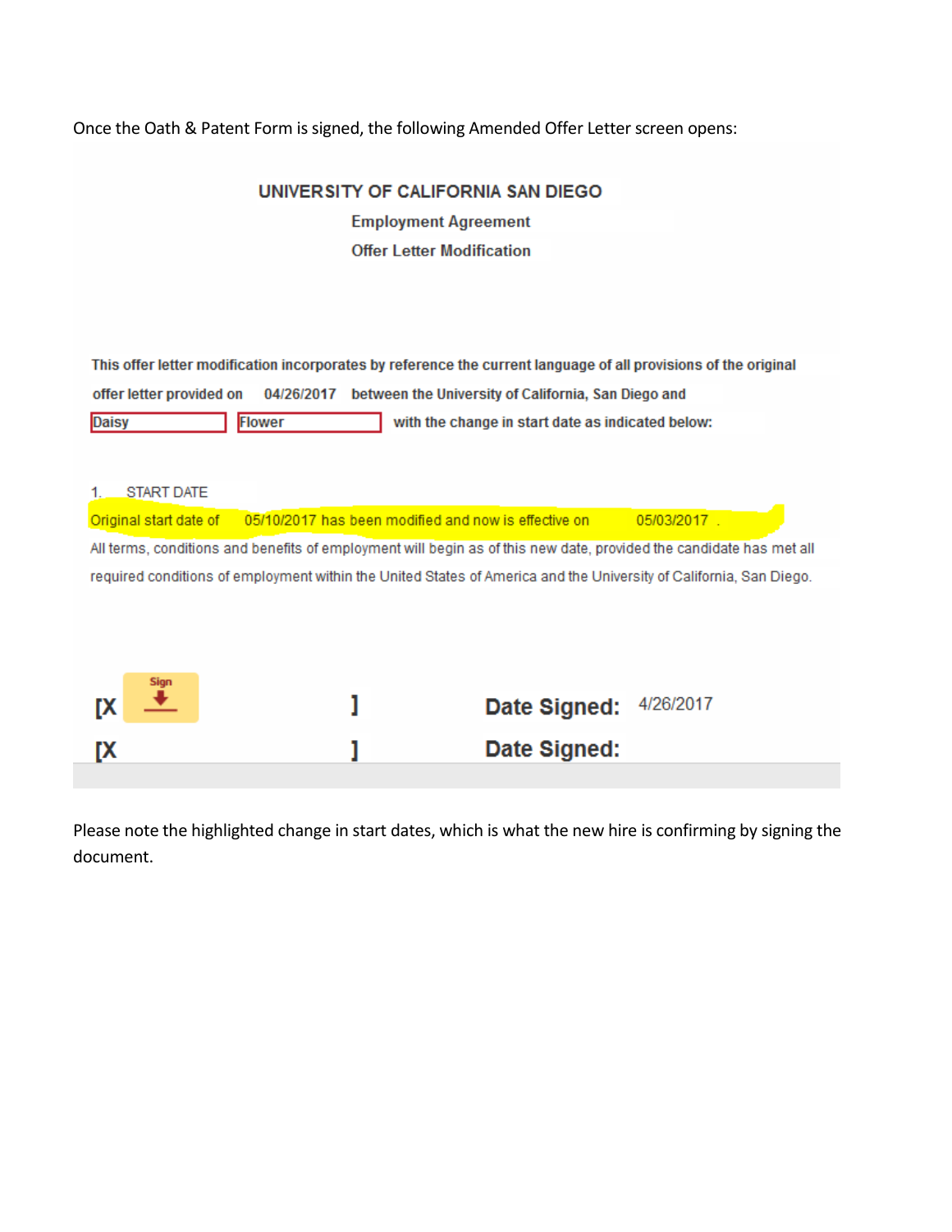Once the Oath & Patent Form is signed, the following Amended Offer Letter screen opens:

**UNIVERSITY OF CALIFORNIA SAN DIEGO**

**Employment Agreement**

**Offer Letter Modification**

**This offer letter modification incorporates by reference the current language of all provisions of the original offer letter provided on 04/26/2017 between the University of California, San Diego and Daisy Flower with the change in start date as indicated below:**

1. START DATE

Original start date of 05/10/2017 has been modified and now is effective on 05/03/2017 .

All terms, conditions and benefits of employment will begin as of this new date, provided the candidate has met all required conditions of employment within the United States of America and the University of California, San Diego.

**[X** Sign **]** **Date Signed:** 4/26/2017

**[X ]** **Date Signed:**

Please note the highlighted change in start dates, which is what the new hire is confirming by signing the document.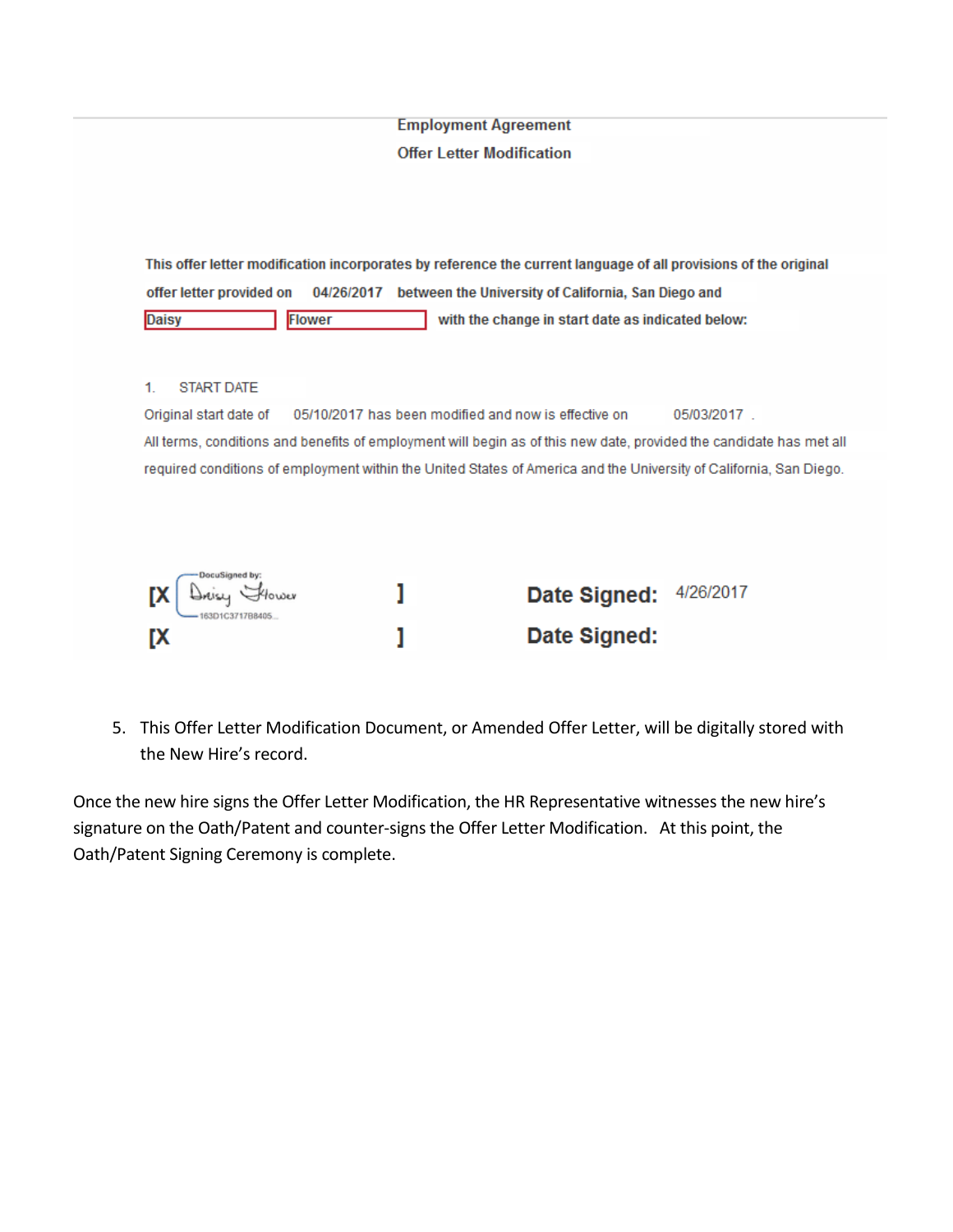**Employment Agreement**

**Offer Letter Modification**

**This offer letter modification incorporates by reference the current language of all provisions of the original offer letter provided on 04/26/2017 between the University of California, San Diego and Daisy Flower with the change in start date as indicated below:**

1. START DATE

Original start date of 05/10/2017 has been modified and now is effective on 05/03/2017 .

All terms, conditions and benefits of employment will begin as of this new date, provided the candidate has met all required conditions of employment within the United States of America and the University of California, San Diego.

**[X** DocuSigned by: Daisy Flower 163D1C3717B8405... **]** **Date Signed:** 4/26/2017

**[X** **]** **Date Signed:**

5. This Offer Letter Modification Document, or Amended Offer Letter, will be digitally stored with the New Hire's record.

Once the new hire signs the Offer Letter Modification, the HR Representative witnesses the new hire's signature on the Oath/Patent and counter-signs the Offer Letter Modification. At this point, the Oath/Patent Signing Ceremony is complete.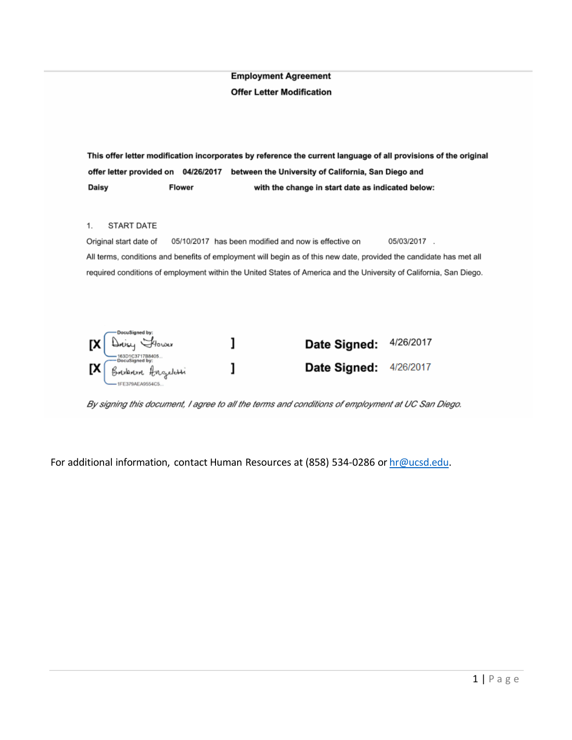**Employment Agreement**

**Offer Letter Modification**

**This offer letter modification incorporates by reference the current language of all provisions of the original offer letter provided on 04/26/2017 between the University of California, San Diego and Daisy Flower with the change in start date as indicated below:**

1. START DATE

Original start date of 05/10/2017 has been modified and now is effective on 05/03/2017 .

All terms, conditions and benefits of employment will begin as of this new date, provided the candidate has met all required conditions of employment within the United States of America and the University of California, San Diego.

[X DocuSigned by: Daisy Flower 163D1C3717B8405... ] **Date Signed:** 4/26/2017

[X DocuSigned by: Barbara Angeletti 1FE379AEA9554C5... ] **Date Signed:** 4/26/2017

*By signing this document, I agree to all the terms and conditions of employment at UC San Diego.*

For additional information, contact Human Resources at (858) 534-0286 or hr@ucsd.edu.